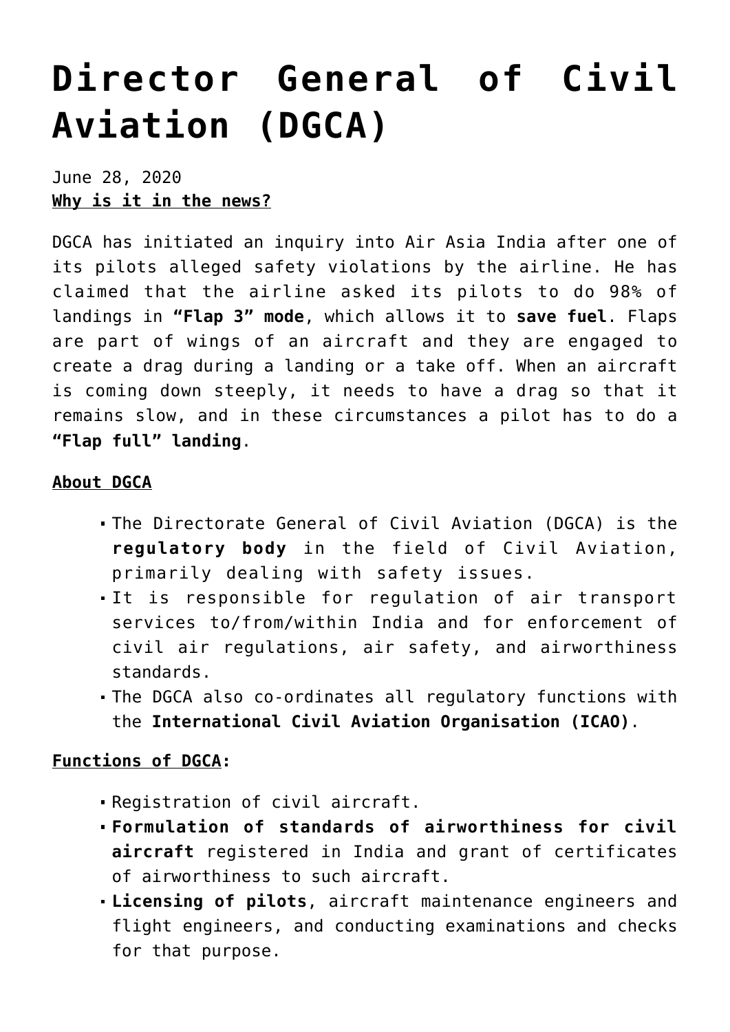# Director General of Civil Aviation (DGCA)

June 28, 2020

**Why is it in the news?**

DGCA has initiated an inquiry into Air Asia India after one of its pilots alleged safety violations by the airline. He has claimed that the airline asked its pilots to do 98% of landings in **"Flap 3" mode**, which allows it to **save fuel**. Flaps are part of wings of an aircraft and they are engaged to create a drag during a landing or a take off. When an aircraft is coming down steeply, it needs to have a drag so that it remains slow, and in these circumstances a pilot has to do a **"Flap full" landing**.

**About DGCA**

- The Directorate General of Civil Aviation (DGCA) is the **regulatory body** in the field of Civil Aviation, primarily dealing with safety issues.
- It is responsible for regulation of air transport services to/from/within India and for enforcement of civil air regulations, air safety, and airworthiness standards.
- The DGCA also co-ordinates all regulatory functions with the **International Civil Aviation Organisation (ICAO)**.

**Functions of DGCA:**

- Registration of civil aircraft.
- **Formulation of standards of airworthiness for civil aircraft** registered in India and grant of certificates of airworthiness to such aircraft.
- **Licensing of pilots**, aircraft maintenance engineers and flight engineers, and conducting examinations and checks for that purpose.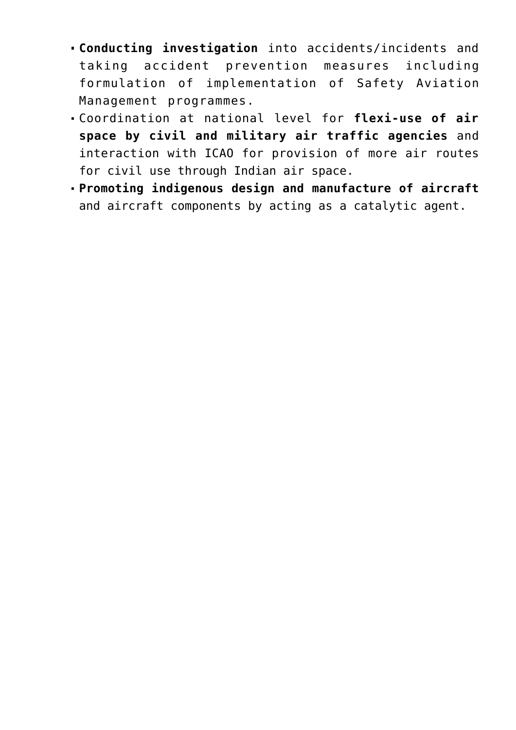- **Conducting investigation** into accidents/incidents and taking accident prevention measures including formulation of implementation of Safety Aviation Management programmes.
- Coordination at national level for **flexi-use of air space by civil and military air traffic agencies** and interaction with ICAO for provision of more air routes for civil use through Indian air space.
- **Promoting indigenous design and manufacture of aircraft** and aircraft components by acting as a catalytic agent.